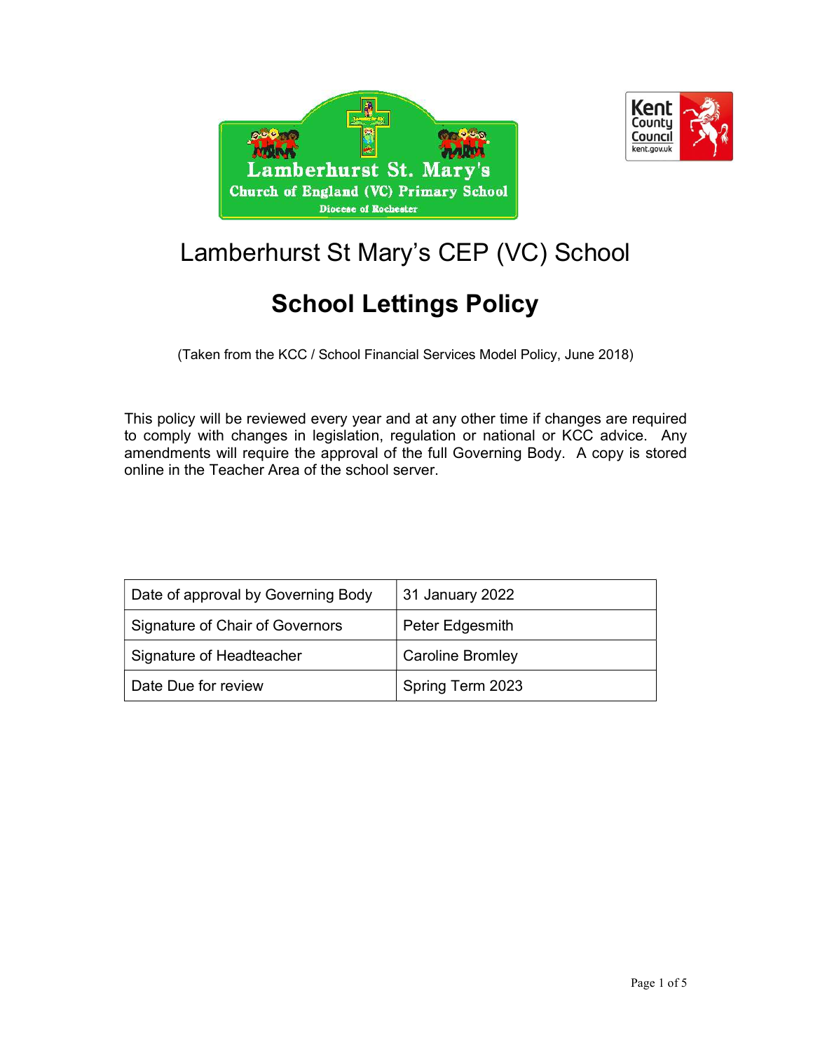# Lamberhurst St Mary's CEP (VC) School

## School Lettings Policy

(Taken from the KCC / School Financial Services Model Policy, June 2018)

This policy will be reviewed every year and at any other time if changes are required to comply with changes in legislation, regulation or national or KCC advice. Any amendments will require the approval of the full Governing Body. A copy is stored online in the Teacher Area of the school server.

| | |
|---|---|
| Date of approval by Governing Body | 31 January 2022 |
| Signature of Chair of Governors | Peter Edgesmith |
| Signature of Headteacher | Caroline Bromley |
| Date Due for review | Spring Term 2023 |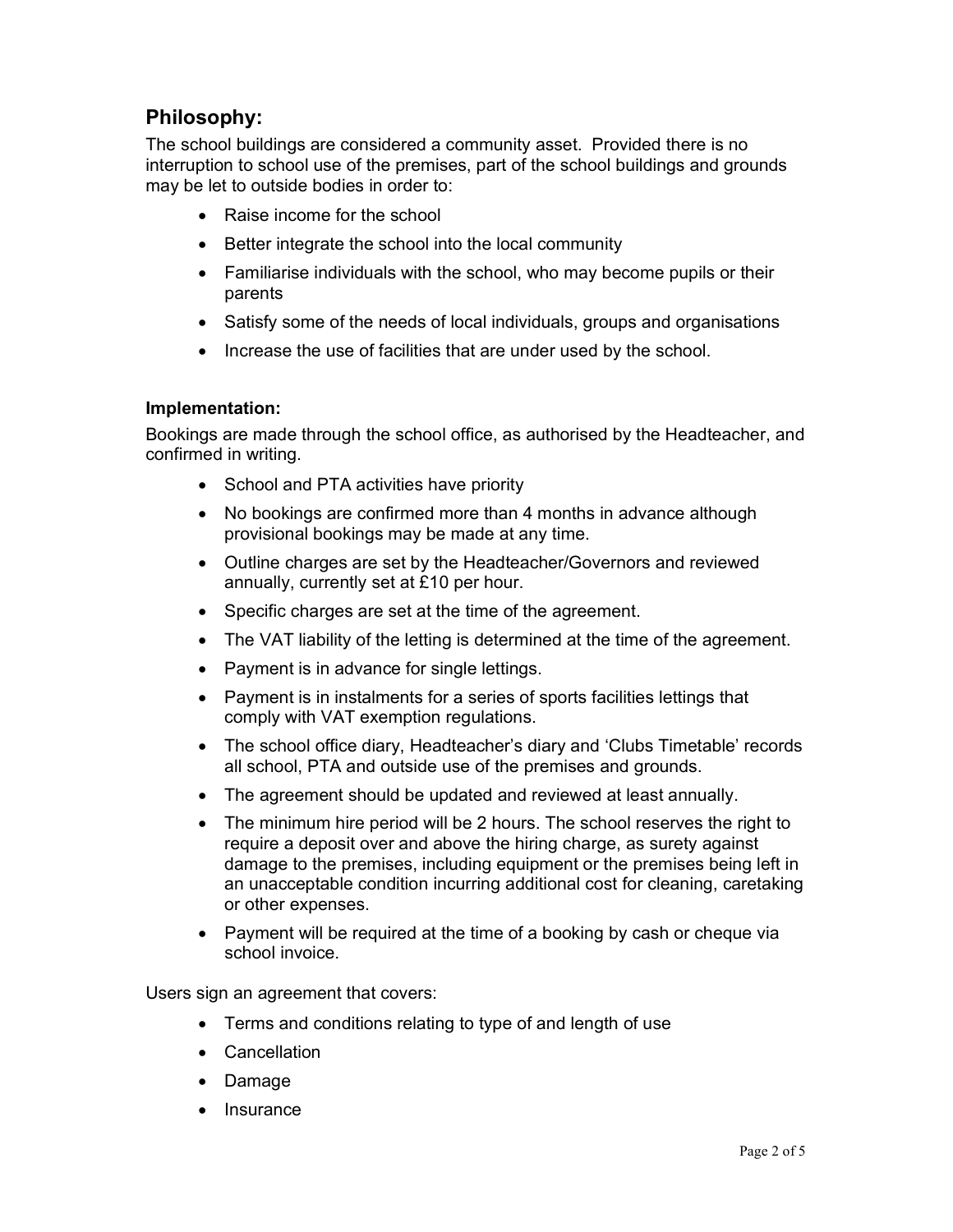## Philosophy:

The school buildings are considered a community asset. Provided there is no interruption to school use of the premises, part of the school buildings and grounds may be let to outside bodies in order to:

- Raise income for the school
- Better integrate the school into the local community
- Familiarise individuals with the school, who may become pupils or their parents
- Satisfy some of the needs of local individuals, groups and organisations
- Increase the use of facilities that are under used by the school.

### Implementation:

Bookings are made through the school office, as authorised by the Headteacher, and confirmed in writing.

- School and PTA activities have priority
- No bookings are confirmed more than 4 months in advance although provisional bookings may be made at any time.
- Outline charges are set by the Headteacher/Governors and reviewed annually, currently set at £10 per hour.
- Specific charges are set at the time of the agreement.
- The VAT liability of the letting is determined at the time of the agreement.
- Payment is in advance for single lettings.
- Payment is in instalments for a series of sports facilities lettings that comply with VAT exemption regulations.
- The school office diary, Headteacher's diary and 'Clubs Timetable' records all school, PTA and outside use of the premises and grounds.
- The agreement should be updated and reviewed at least annually.
- The minimum hire period will be 2 hours. The school reserves the right to require a deposit over and above the hiring charge, as surety against damage to the premises, including equipment or the premises being left in an unacceptable condition incurring additional cost for cleaning, caretaking or other expenses.
- Payment will be required at the time of a booking by cash or cheque via school invoice.

Users sign an agreement that covers:

- Terms and conditions relating to type of and length of use
- Cancellation
- Damage
- Insurance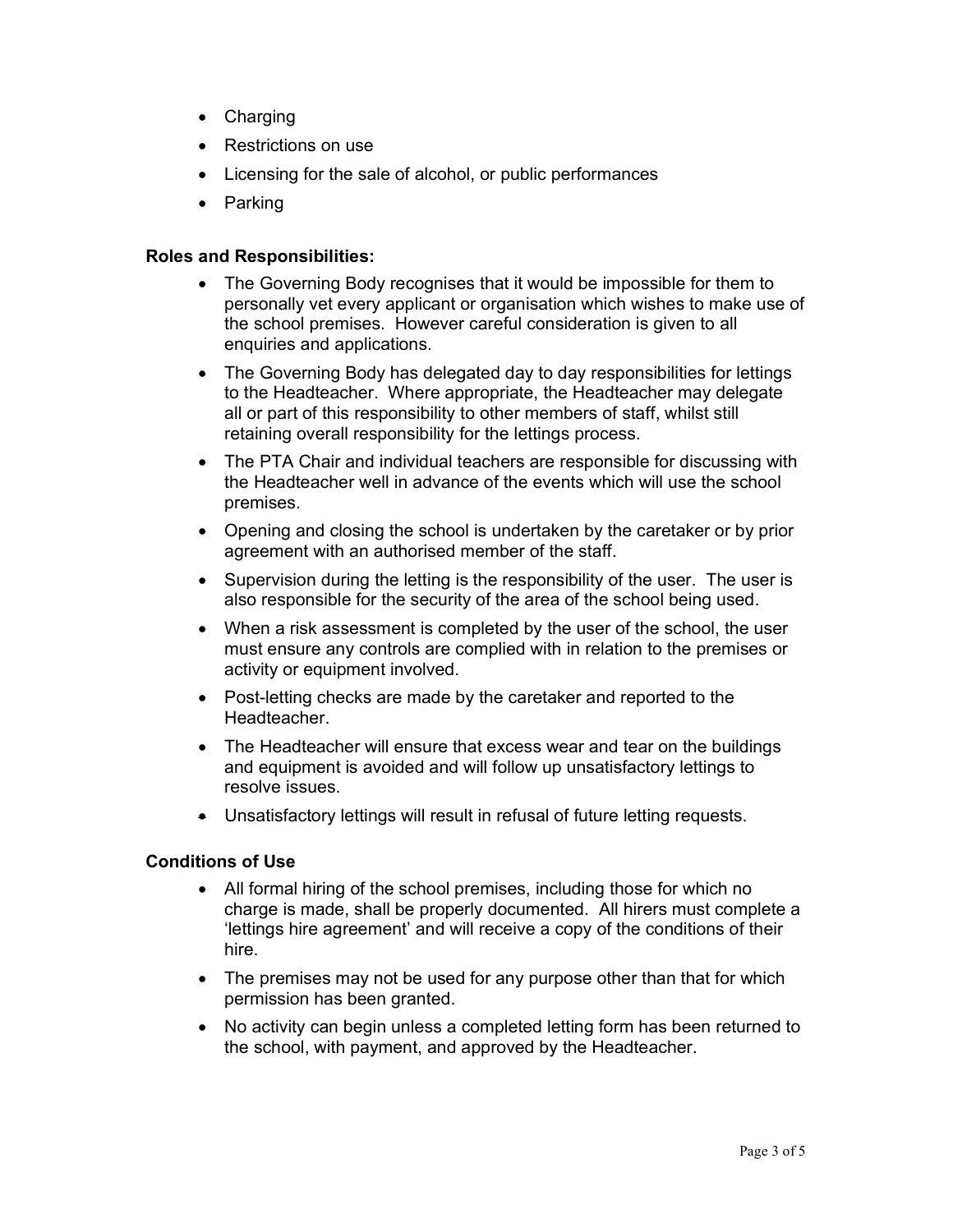- Charging
- Restrictions on use
- Licensing for the sale of alcohol, or public performances
- Parking

**Roles and Responsibilities:**

- The Governing Body recognises that it would be impossible for them to personally vet every applicant or organisation which wishes to make use of the school premises. However careful consideration is given to all enquiries and applications.
- The Governing Body has delegated day to day responsibilities for lettings to the Headteacher. Where appropriate, the Headteacher may delegate all or part of this responsibility to other members of staff, whilst still retaining overall responsibility for the lettings process.
- The PTA Chair and individual teachers are responsible for discussing with the Headteacher well in advance of the events which will use the school premises.
- Opening and closing the school is undertaken by the caretaker or by prior agreement with an authorised member of the staff.
- Supervision during the letting is the responsibility of the user. The user is also responsible for the security of the area of the school being used.
- When a risk assessment is completed by the user of the school, the user must ensure any controls are complied with in relation to the premises or activity or equipment involved.
- Post-letting checks are made by the caretaker and reported to the Headteacher.
- The Headteacher will ensure that excess wear and tear on the buildings and equipment is avoided and will follow up unsatisfactory lettings to resolve issues.
- Unsatisfactory lettings will result in refusal of future letting requests.

**Conditions of Use**

- All formal hiring of the school premises, including those for which no charge is made, shall be properly documented. All hirers must complete a 'lettings hire agreement' and will receive a copy of the conditions of their hire.
- The premises may not be used for any purpose other than that for which permission has been granted.
- No activity can begin unless a completed letting form has been returned to the school, with payment, and approved by the Headteacher.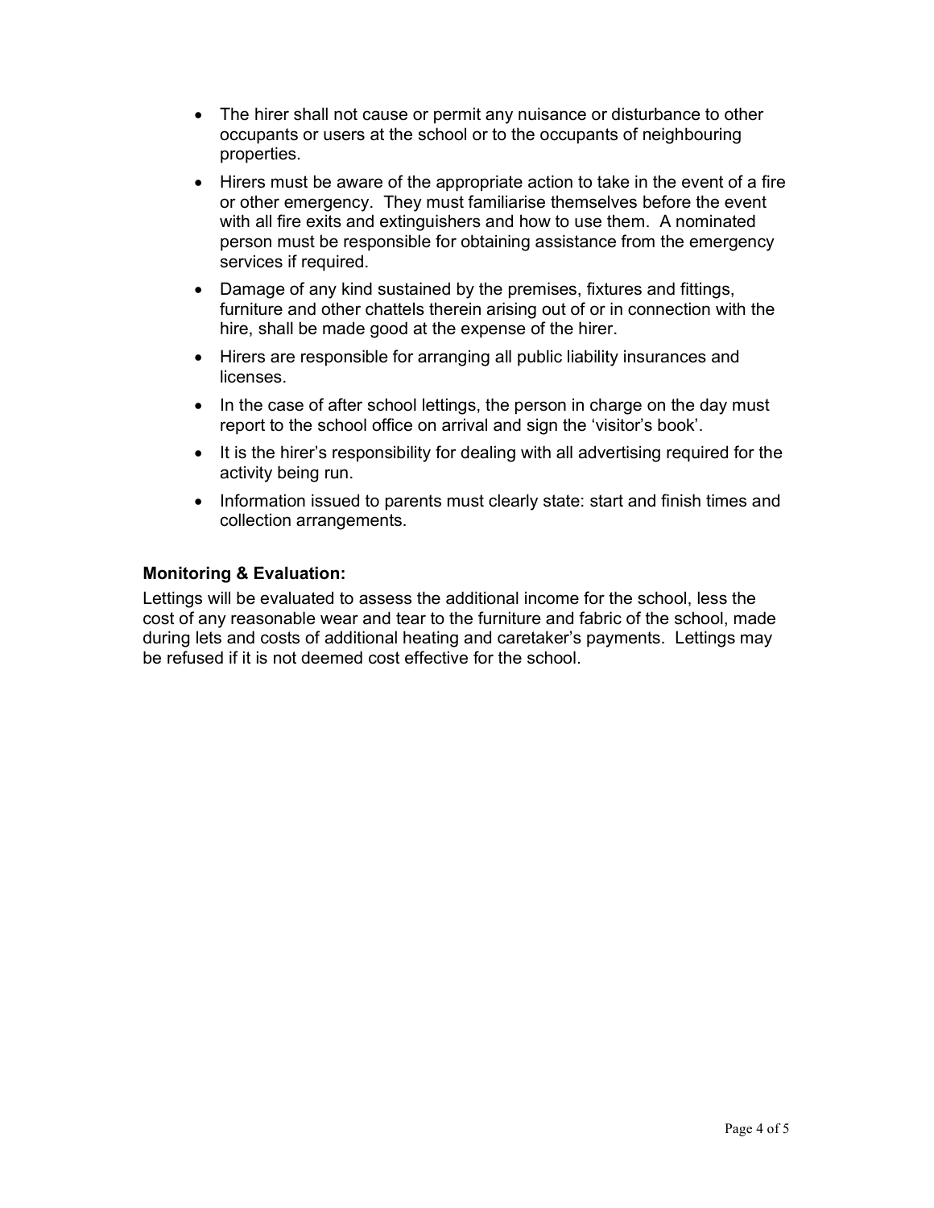- The hirer shall not cause or permit any nuisance or disturbance to other occupants or users at the school or to the occupants of neighbouring properties.
- Hirers must be aware of the appropriate action to take in the event of a fire or other emergency. They must familiarise themselves before the event with all fire exits and extinguishers and how to use them. A nominated person must be responsible for obtaining assistance from the emergency services if required.
- Damage of any kind sustained by the premises, fixtures and fittings, furniture and other chattels therein arising out of or in connection with the hire, shall be made good at the expense of the hirer.
- Hirers are responsible for arranging all public liability insurances and licenses.
- In the case of after school lettings, the person in charge on the day must report to the school office on arrival and sign the 'visitor's book'.
- It is the hirer's responsibility for dealing with all advertising required for the activity being run.
- Information issued to parents must clearly state: start and finish times and collection arrangements.

**Monitoring & Evaluation:**

Lettings will be evaluated to assess the additional income for the school, less the cost of any reasonable wear and tear to the furniture and fabric of the school, made during lets and costs of additional heating and caretaker's payments. Lettings may be refused if it is not deemed cost effective for the school.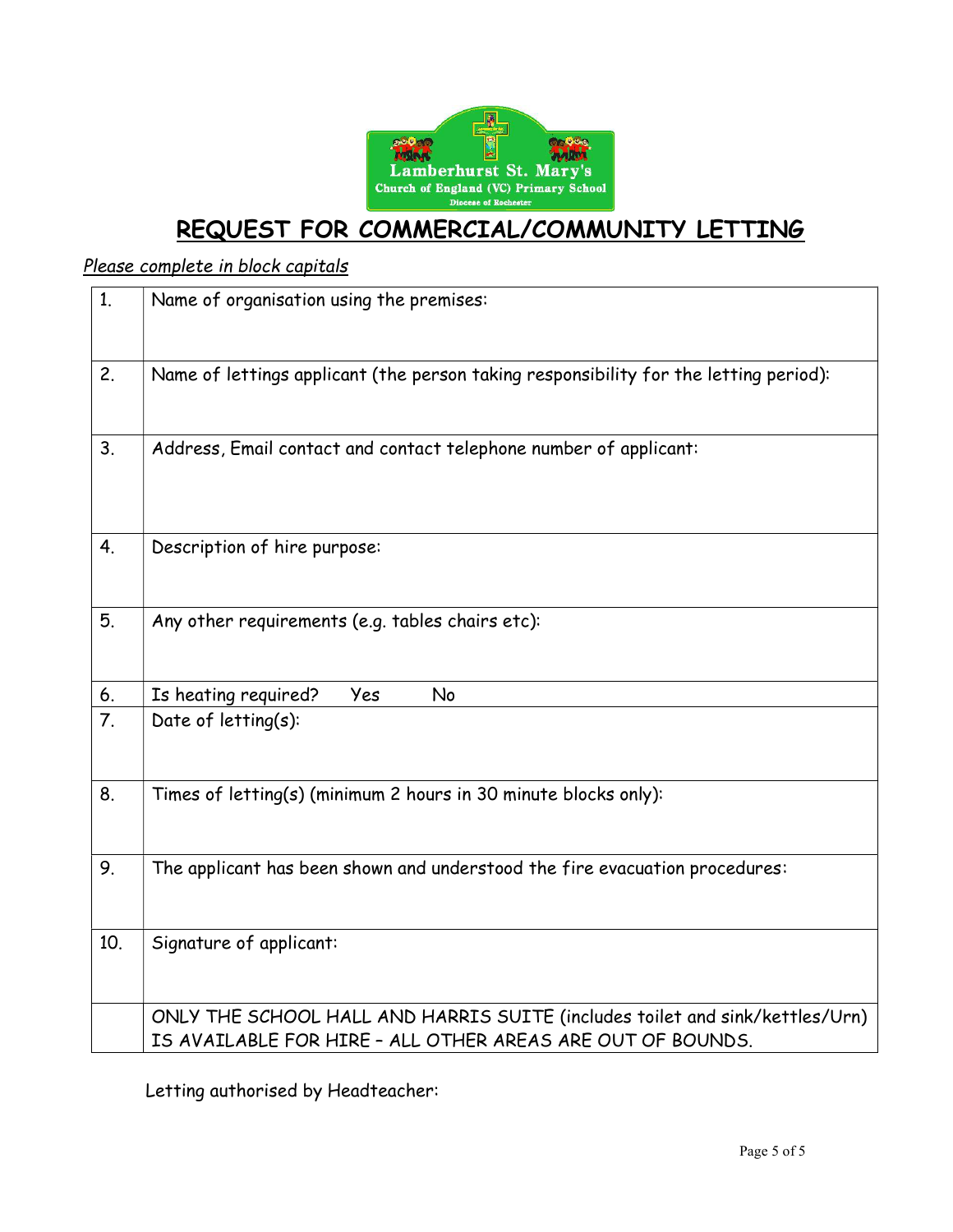# REQUEST FOR COMMERCIAL/COMMUNITY LETTING

*Please complete in block capitals*

| | |
|---|---|
| 1. | Name of organisation using the premises: |
| 2. | Name of lettings applicant (the person taking responsibility for the letting period): |
| 3. | Address, Email contact and contact telephone number of applicant: |
| 4. | Description of hire purpose: |
| 5. | Any other requirements (e.g. tables chairs etc): |
| 6. | Is heating required? Yes No |
| 7. | Date of letting(s): |
| 8. | Times of letting(s) (minimum 2 hours in 30 minute blocks only): |
| 9. | The applicant has been shown and understood the fire evacuation procedures: |
| 10. | Signature of applicant: |
| | ONLY THE SCHOOL HALL AND HARRIS SUITE (includes toilet and sink/kettles/Urn) IS AVAILABLE FOR HIRE – ALL OTHER AREAS ARE OUT OF BOUNDS. |

Letting authorised by Headteacher: